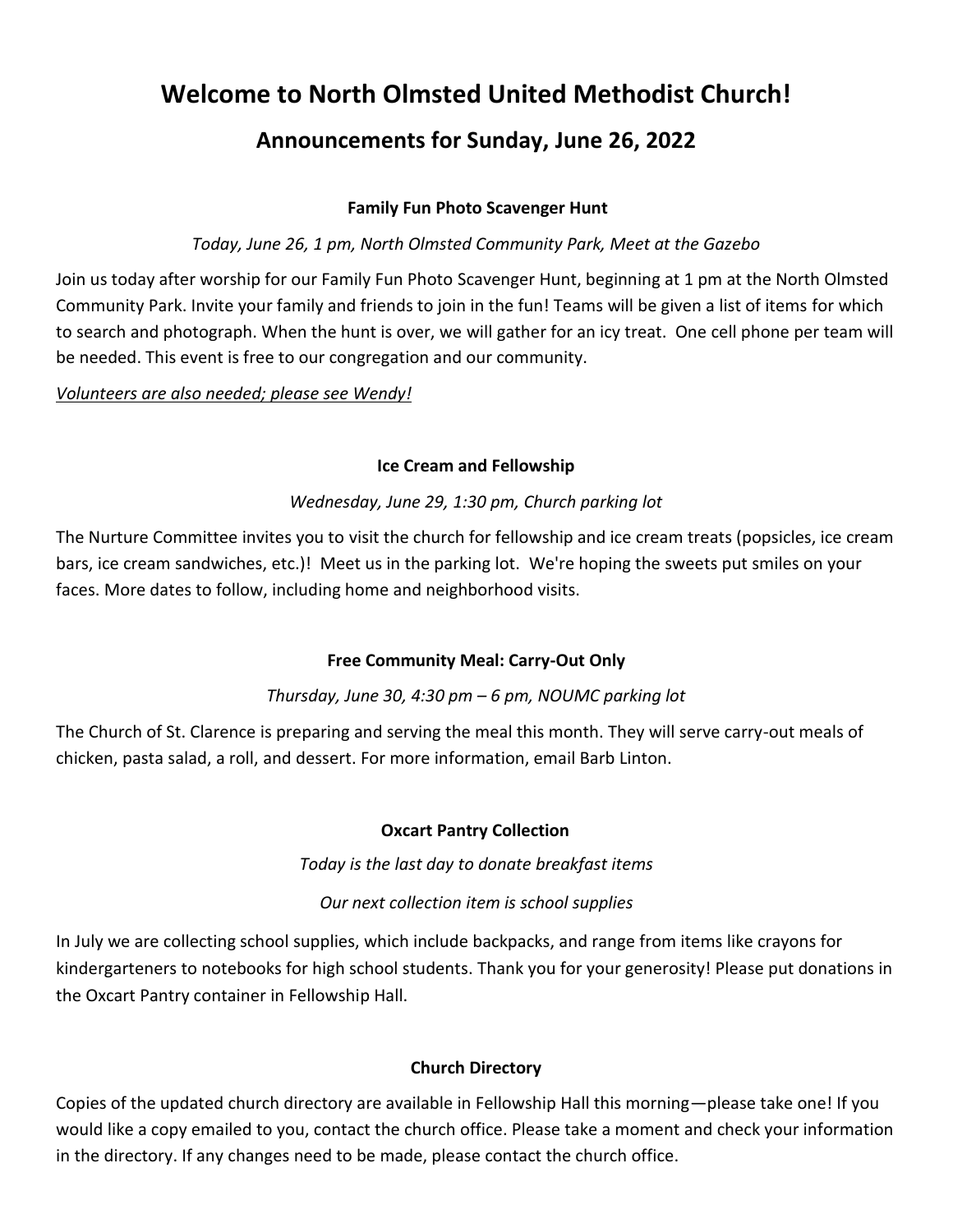# Welcome to North Olmsted United Methodist Church!

## Announcements for Sunday, June 26, 2022

### Family Fun Photo Scavenger Hunt

*Today, June 26, 1 pm, North Olmsted Community Park, Meet at the Gazebo*

Join us today after worship for our Family Fun Photo Scavenger Hunt, beginning at 1 pm at the North Olmsted Community Park. Invite your family and friends to join in the fun! Teams will be given a list of items for which to search and photograph. When the hunt is over, we will gather for an icy treat. One cell phone per team will be needed. This event is free to our congregation and our community.

<u>*Volunteers are also needed; please see Wendy!*</u>

### Ice Cream and Fellowship

*Wednesday, June 29, 1:30 pm, Church parking lot*

The Nurture Committee invites you to visit the church for fellowship and ice cream treats (popsicles, ice cream bars, ice cream sandwiches, etc.)! Meet us in the parking lot. We're hoping the sweets put smiles on your faces. More dates to follow, including home and neighborhood visits.

### Free Community Meal: Carry-Out Only

*Thursday, June 30, 4:30 pm – 6 pm, NOUMC parking lot*

The Church of St. Clarence is preparing and serving the meal this month. They will serve carry-out meals of chicken, pasta salad, a roll, and dessert. For more information, email Barb Linton.

### Oxcart Pantry Collection

*Today is the last day to donate breakfast items*

*Our next collection item is school supplies*

In July we are collecting school supplies, which include backpacks, and range from items like crayons for kindergarteners to notebooks for high school students. Thank you for your generosity! Please put donations in the Oxcart Pantry container in Fellowship Hall.

### Church Directory

Copies of the updated church directory are available in Fellowship Hall this morning—please take one! If you would like a copy emailed to you, contact the church office. Please take a moment and check your information in the directory. If any changes need to be made, please contact the church office.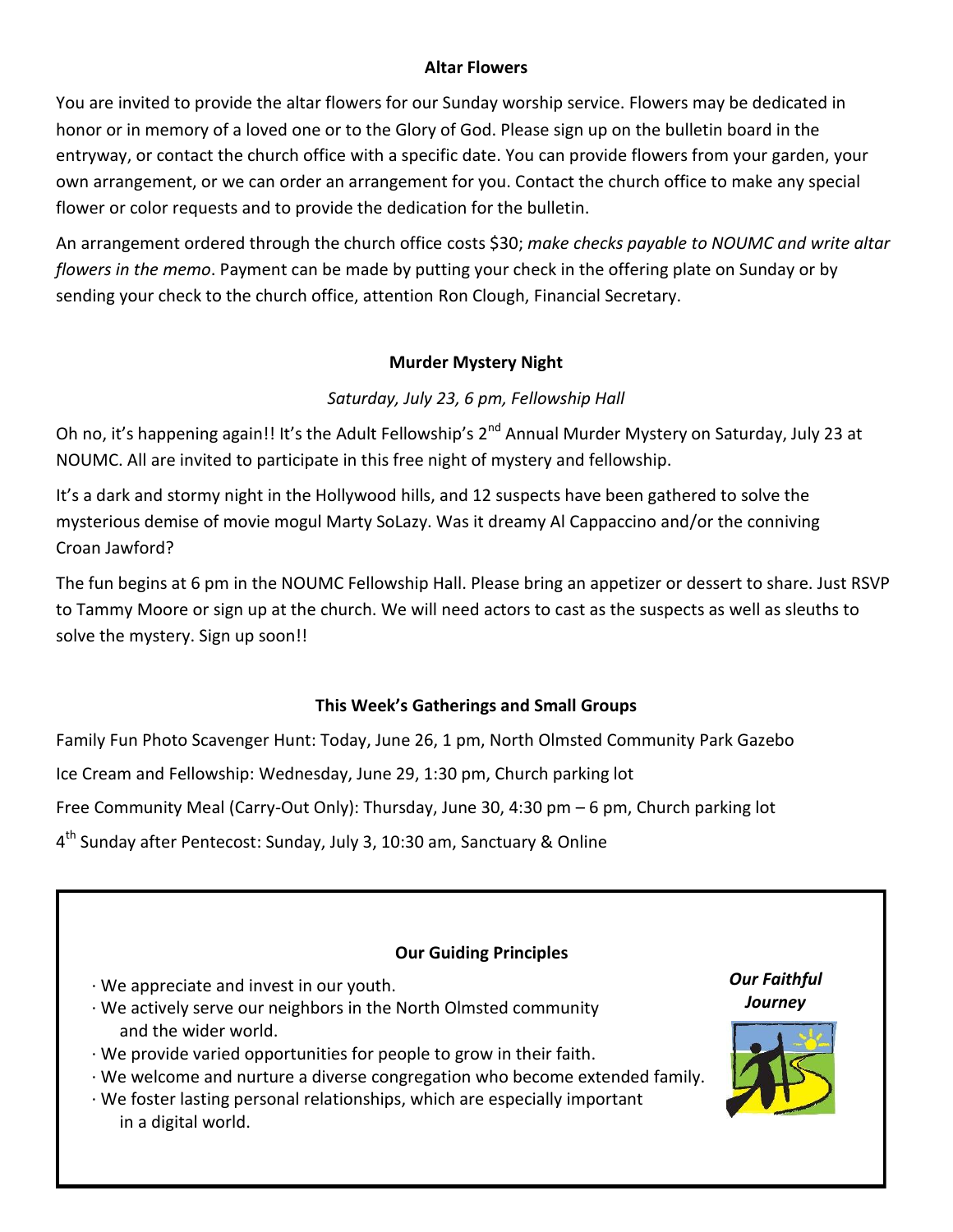## Altar Flowers

You are invited to provide the altar flowers for our Sunday worship service. Flowers may be dedicated in honor or in memory of a loved one or to the Glory of God. Please sign up on the bulletin board in the entryway, or contact the church office with a specific date. You can provide flowers from your garden, your own arrangement, or we can order an arrangement for you. Contact the church office to make any special flower or color requests and to provide the dedication for the bulletin.

An arrangement ordered through the church office costs $30; *make checks payable to NOUMC and write altar flowers in the memo*. Payment can be made by putting your check in the offering plate on Sunday or by sending your check to the church office, attention Ron Clough, Financial Secretary.

## Murder Mystery Night

*Saturday, July 23, 6 pm, Fellowship Hall*

Oh no, it's happening again!! It's the Adult Fellowship's 2nd Annual Murder Mystery on Saturday, July 23 at NOUMC. All are invited to participate in this free night of mystery and fellowship.

It's a dark and stormy night in the Hollywood hills, and 12 suspects have been gathered to solve the mysterious demise of movie mogul Marty SoLazy. Was it dreamy Al Cappaccino and/or the conniving Croan Jawford?

The fun begins at 6 pm in the NOUMC Fellowship Hall. Please bring an appetizer or dessert to share. Just RSVP to Tammy Moore or sign up at the church. We will need actors to cast as the suspects as well as sleuths to solve the mystery. Sign up soon!!

## This Week's Gatherings and Small Groups

Family Fun Photo Scavenger Hunt: Today, June 26, 1 pm, North Olmsted Community Park Gazebo

Ice Cream and Fellowship: Wednesday, June 29, 1:30 pm, Church parking lot

Free Community Meal (Carry-Out Only): Thursday, June 30, 4:30 pm – 6 pm, Church parking lot

4th Sunday after Pentecost: Sunday, July 3, 10:30 am, Sanctuary & Online

### Our Guiding Principles

- We appreciate and invest in our youth.
- We actively serve our neighbors in the North Olmsted community and the wider world.
- We provide varied opportunities for people to grow in their faith.
- We welcome and nurture a diverse congregation who become extended family.
- We foster lasting personal relationships, which are especially important in a digital world.

***Our Faithful Journey***